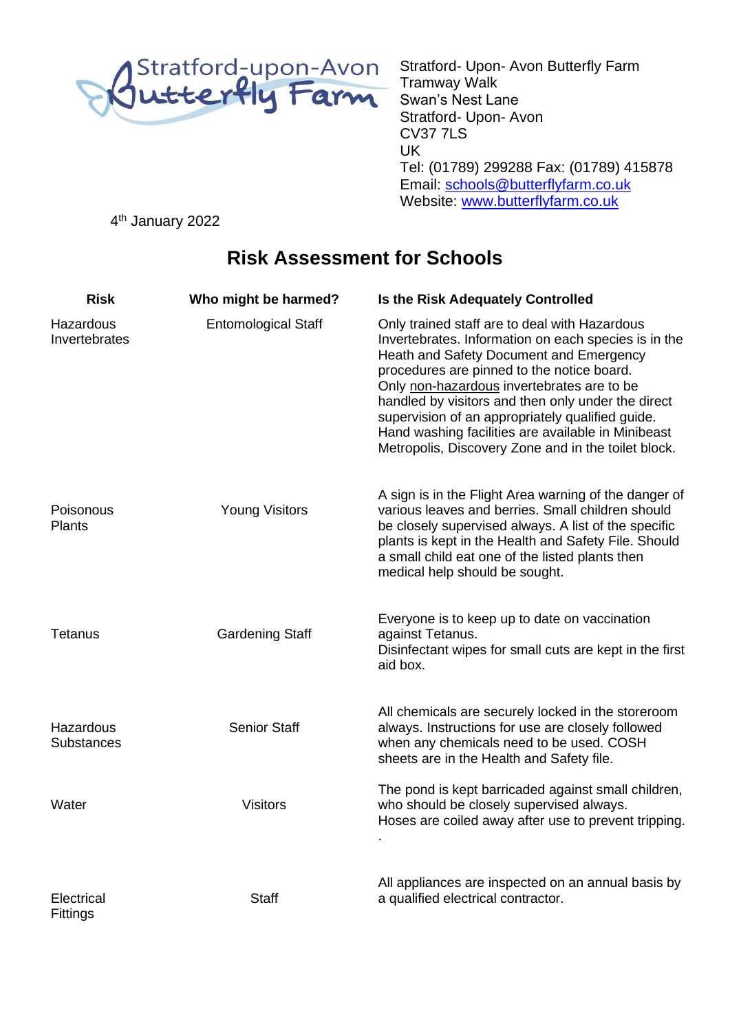Stratford-upon-Avon Butterfly Farm

Stratford- Upon- Avon Butterfly Farm
Tramway Walk
Swan's Nest Lane
Stratford- Upon- Avon
CV37 7LS
UK
Tel: (01789) 299288 Fax: (01789) 415878
Email: schools@butterflyfarm.co.uk
Website: www.butterflyfarm.co.uk

4th January 2022

# Risk Assessment for Schools

| Risk | Who might be harmed? | Is the Risk Adequately Controlled |
|---|---|---|
| Hazardous Invertebrates | Entomological Staff | Only trained staff are to deal with Hazardous Invertebrates. Information on each species is in the Heath and Safety Document and Emergency procedures are pinned to the notice board. Only non-hazardous invertebrates are to be handled by visitors and then only under the direct supervision of an appropriately qualified guide. Hand washing facilities are available in Minibeast Metropolis, Discovery Zone and in the toilet block. |
| Poisonous Plants | Young Visitors | A sign is in the Flight Area warning of the danger of various leaves and berries. Small children should be closely supervised always. A list of the specific plants is kept in the Health and Safety File. Should a small child eat one of the listed plants then medical help should be sought. |
| Tetanus | Gardening Staff | Everyone is to keep up to date on vaccination against Tetanus. Disinfectant wipes for small cuts are kept in the first aid box. |
| Hazardous Substances | Senior Staff | All chemicals are securely locked in the storeroom always. Instructions for use are closely followed when any chemicals need to be used. COSH sheets are in the Health and Safety file. |
| Water | Visitors | The pond is kept barricaded against small children, who should be closely supervised always. Hoses are coiled away after use to prevent tripping. . |
| Electrical Fittings | Staff | All appliances are inspected on an annual basis by a qualified electrical contractor. |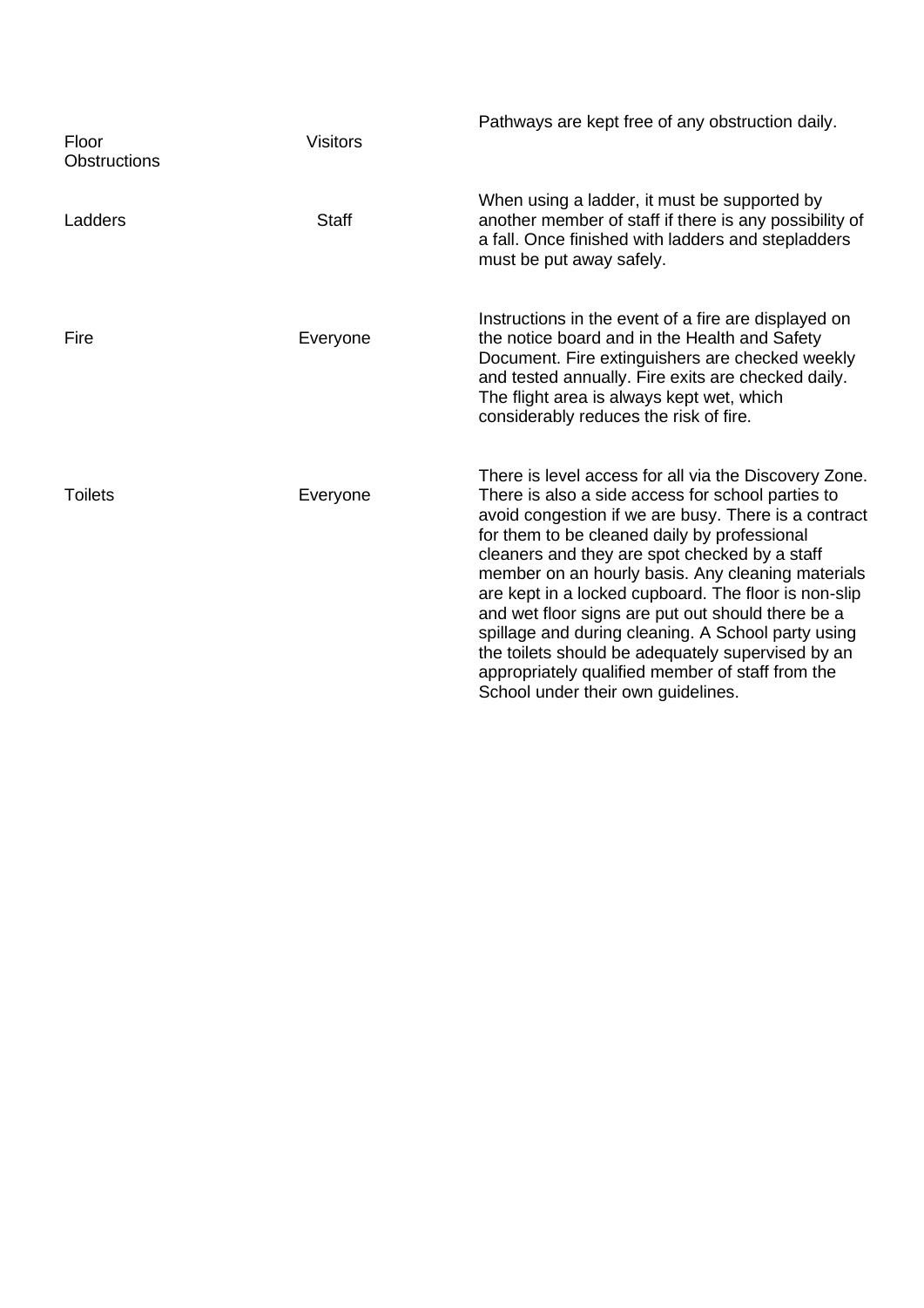| | | |
|---|---|---|
| Floor Obstructions | Visitors | Pathways are kept free of any obstruction daily. |
| Ladders | Staff | When using a ladder, it must be supported by another member of staff if there is any possibility of a fall. Once finished with ladders and stepladders must be put away safely. |
| Fire | Everyone | Instructions in the event of a fire are displayed on the notice board and in the Health and Safety Document. Fire extinguishers are checked weekly and tested annually. Fire exits are checked daily. The flight area is always kept wet, which considerably reduces the risk of fire. |
| Toilets | Everyone | There is level access for all via the Discovery Zone. There is also a side access for school parties to avoid congestion if we are busy. There is a contract for them to be cleaned daily by professional cleaners and they are spot checked by a staff member on an hourly basis. Any cleaning materials are kept in a locked cupboard. The floor is non-slip and wet floor signs are put out should there be a spillage and during cleaning. A School party using the toilets should be adequately supervised by an appropriately qualified member of staff from the School under their own guidelines. |